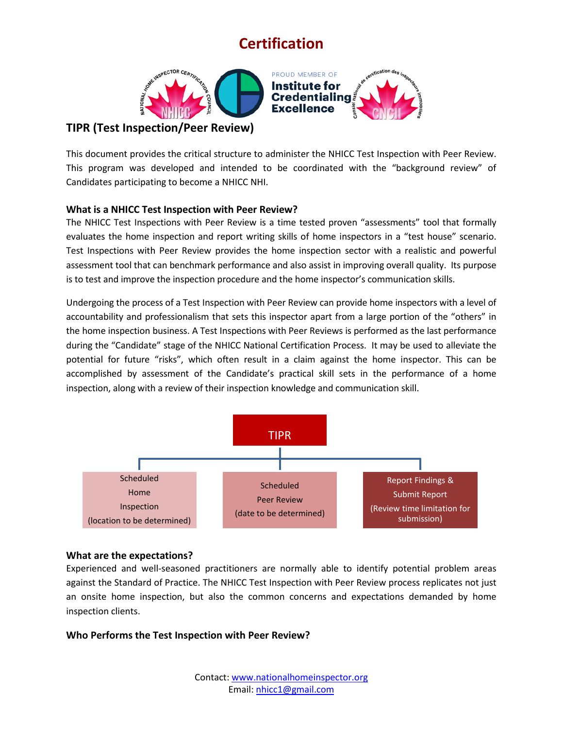# Certification

## TIPR (Test Inspection/Peer Review)

This document provides the critical structure to administer the NHICC Test Inspection with Peer Review. This program was developed and intended to be coordinated with the "background review" of Candidates participating to become a NHICC NHI.

### What is a NHICC Test Inspection with Peer Review?

The NHICC Test Inspections with Peer Review is a time tested proven "assessments" tool that formally evaluates the home inspection and report writing skills of home inspectors in a "test house" scenario. Test Inspections with Peer Review provides the home inspection sector with a realistic and powerful assessment tool that can benchmark performance and also assist in improving overall quality. Its purpose is to test and improve the inspection procedure and the home inspector's communication skills.

Undergoing the process of a Test Inspection with Peer Review can provide home inspectors with a level of accountability and professionalism that sets this inspector apart from a large portion of the "others" in the home inspection business. A Test Inspections with Peer Reviews is performed as the last performance during the "Candidate" stage of the NHICC National Certification Process. It may be used to alleviate the potential for future "risks", which often result in a claim against the home inspector. This can be accomplished by assessment of the Candidate's practical skill sets in the performance of a home inspection, along with a review of their inspection knowledge and communication skill.

**TIPR**

- Scheduled Home Inspection (location to be determined)
- Scheduled Peer Review (date to be determined)
- Report Findings & Submit Report (Review time limitation for submission)

### What are the expectations?

Experienced and well-seasoned practitioners are normally able to identify potential problem areas against the Standard of Practice. The NHICC Test Inspection with Peer Review process replicates not just an onsite home inspection, but also the common concerns and expectations demanded by home inspection clients.

### Who Performs the Test Inspection with Peer Review?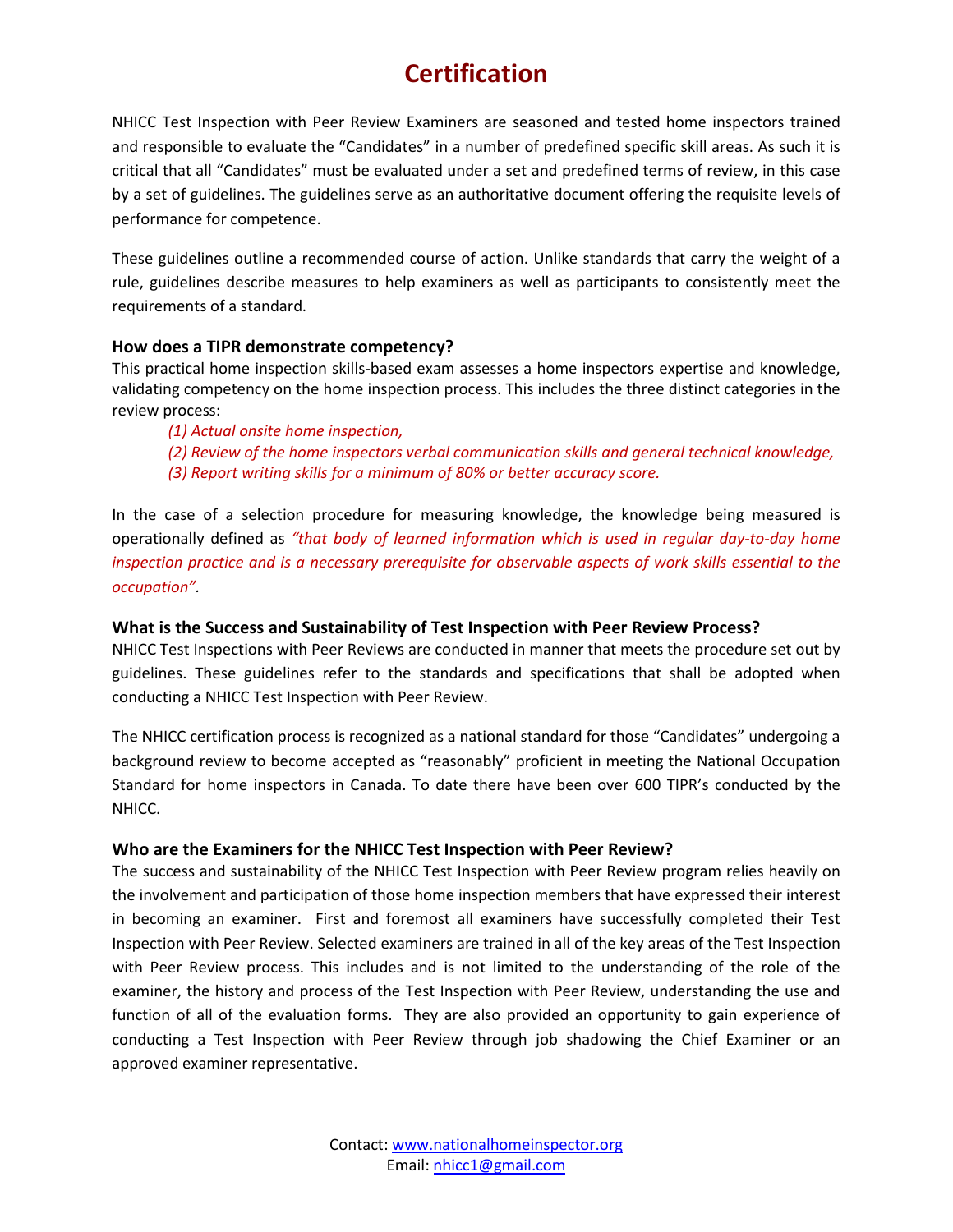# Certification

NHICC Test Inspection with Peer Review Examiners are seasoned and tested home inspectors trained and responsible to evaluate the “Candidates” in a number of predefined specific skill areas. As such it is critical that all “Candidates” must be evaluated under a set and predefined terms of review, in this case by a set of guidelines. The guidelines serve as an authoritative document offering the requisite levels of performance for competence.

These guidelines outline a recommended course of action. Unlike standards that carry the weight of a rule, guidelines describe measures to help examiners as well as participants to consistently meet the requirements of a standard.

### How does a TIPR demonstrate competency?

This practical home inspection skills-based exam assesses a home inspectors expertise and knowledge, validating competency on the home inspection process. This includes the three distinct categories in the review process:

*(1) Actual onsite home inspection,*
*(2) Review of the home inspectors verbal communication skills and general technical knowledge,*
*(3) Report writing skills for a minimum of 80% or better accuracy score.*

In the case of a selection procedure for measuring knowledge, the knowledge being measured is operationally defined as *“that body of learned information which is used in regular day-to-day home inspection practice and is a necessary prerequisite for observable aspects of work skills essential to the occupation”*.

### What is the Success and Sustainability of Test Inspection with Peer Review Process?

NHICC Test Inspections with Peer Reviews are conducted in manner that meets the procedure set out by guidelines. These guidelines refer to the standards and specifications that shall be adopted when conducting a NHICC Test Inspection with Peer Review.

The NHICC certification process is recognized as a national standard for those “Candidates” undergoing a background review to become accepted as “reasonably” proficient in meeting the National Occupation Standard for home inspectors in Canada. To date there have been over 600 TIPR’s conducted by the NHICC.

### Who are the Examiners for the NHICC Test Inspection with Peer Review?

The success and sustainability of the NHICC Test Inspection with Peer Review program relies heavily on the involvement and participation of those home inspection members that have expressed their interest in becoming an examiner. First and foremost all examiners have successfully completed their Test Inspection with Peer Review. Selected examiners are trained in all of the key areas of the Test Inspection with Peer Review process. This includes and is not limited to the understanding of the role of the examiner, the history and process of the Test Inspection with Peer Review, understanding the use and function of all of the evaluation forms. They are also provided an opportunity to gain experience of conducting a Test Inspection with Peer Review through job shadowing the Chief Examiner or an approved examiner representative.

Contact: www.nationalhomeinspector.org
Email: nhicc1@gmail.com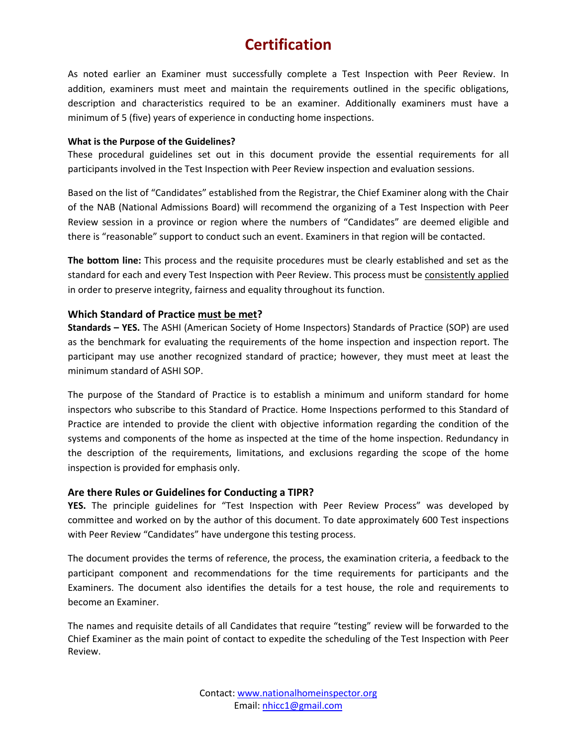# Certification

As noted earlier an Examiner must successfully complete a Test Inspection with Peer Review. In addition, examiners must meet and maintain the requirements outlined in the specific obligations, description and characteristics required to be an examiner. Additionally examiners must have a minimum of 5 (five) years of experience in conducting home inspections.

**What is the Purpose of the Guidelines?**

These procedural guidelines set out in this document provide the essential requirements for all participants involved in the Test Inspection with Peer Review inspection and evaluation sessions.

Based on the list of "Candidates" established from the Registrar, the Chief Examiner along with the Chair of the NAB (National Admissions Board) will recommend the organizing of a Test Inspection with Peer Review session in a province or region where the numbers of "Candidates" are deemed eligible and there is "reasonable" support to conduct such an event. Examiners in that region will be contacted.

**The bottom line:** This process and the requisite procedures must be clearly established and set as the standard for each and every Test Inspection with Peer Review. This process must be <u>consistently applied</u> in order to preserve integrity, fairness and equality throughout its function.

### Which Standard of Practice <u>must be met</u>?

**Standards – YES.** The ASHI (American Society of Home Inspectors) Standards of Practice (SOP) are used as the benchmark for evaluating the requirements of the home inspection and inspection report. The participant may use another recognized standard of practice; however, they must meet at least the minimum standard of ASHI SOP.

The purpose of the Standard of Practice is to establish a minimum and uniform standard for home inspectors who subscribe to this Standard of Practice. Home Inspections performed to this Standard of Practice are intended to provide the client with objective information regarding the condition of the systems and components of the home as inspected at the time of the home inspection. Redundancy in the description of the requirements, limitations, and exclusions regarding the scope of the home inspection is provided for emphasis only.

### Are there Rules or Guidelines for Conducting a TIPR?

**YES.** The principle guidelines for "Test Inspection with Peer Review Process" was developed by committee and worked on by the author of this document. To date approximately 600 Test inspections with Peer Review "Candidates" have undergone this testing process.

The document provides the terms of reference, the process, the examination criteria, a feedback to the participant component and recommendations for the time requirements for participants and the Examiners. The document also identifies the details for a test house, the role and requirements to become an Examiner.

The names and requisite details of all Candidates that require "testing" review will be forwarded to the Chief Examiner as the main point of contact to expedite the scheduling of the Test Inspection with Peer Review.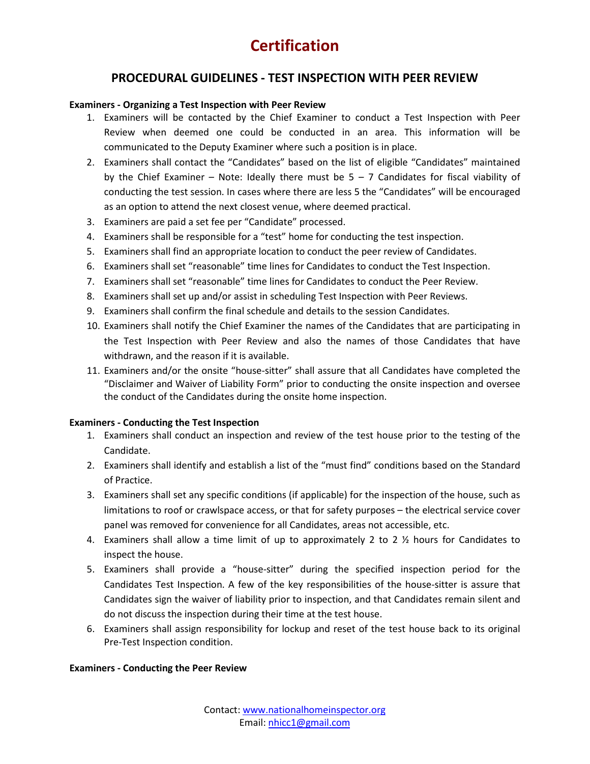# Certification

## PROCEDURAL GUIDELINES - TEST INSPECTION WITH PEER REVIEW

**Examiners - Organizing a Test Inspection with Peer Review**

1. Examiners will be contacted by the Chief Examiner to conduct a Test Inspection with Peer Review when deemed one could be conducted in an area. This information will be communicated to the Deputy Examiner where such a position is in place.
2. Examiners shall contact the "Candidates" based on the list of eligible "Candidates" maintained by the Chief Examiner – Note: Ideally there must be 5 – 7 Candidates for fiscal viability of conducting the test session. In cases where there are less 5 the "Candidates" will be encouraged as an option to attend the next closest venue, where deemed practical.
3. Examiners are paid a set fee per "Candidate" processed.
4. Examiners shall be responsible for a "test" home for conducting the test inspection.
5. Examiners shall find an appropriate location to conduct the peer review of Candidates.
6. Examiners shall set "reasonable" time lines for Candidates to conduct the Test Inspection.
7. Examiners shall set "reasonable" time lines for Candidates to conduct the Peer Review.
8. Examiners shall set up and/or assist in scheduling Test Inspection with Peer Reviews.
9. Examiners shall confirm the final schedule and details to the session Candidates.
10. Examiners shall notify the Chief Examiner the names of the Candidates that are participating in the Test Inspection with Peer Review and also the names of those Candidates that have withdrawn, and the reason if it is available.
11. Examiners and/or the onsite "house-sitter" shall assure that all Candidates have completed the "Disclaimer and Waiver of Liability Form" prior to conducting the onsite inspection and oversee the conduct of the Candidates during the onsite home inspection.

**Examiners - Conducting the Test Inspection**

1. Examiners shall conduct an inspection and review of the test house prior to the testing of the Candidate.
2. Examiners shall identify and establish a list of the "must find" conditions based on the Standard of Practice.
3. Examiners shall set any specific conditions (if applicable) for the inspection of the house, such as limitations to roof or crawlspace access, or that for safety purposes – the electrical service cover panel was removed for convenience for all Candidates, areas not accessible, etc.
4. Examiners shall allow a time limit of up to approximately 2 to 2 ½ hours for Candidates to inspect the house.
5. Examiners shall provide a "house-sitter" during the specified inspection period for the Candidates Test Inspection. A few of the key responsibilities of the house-sitter is assure that Candidates sign the waiver of liability prior to inspection, and that Candidates remain silent and do not discuss the inspection during their time at the test house.
6. Examiners shall assign responsibility for lockup and reset of the test house back to its original Pre-Test Inspection condition.

**Examiners - Conducting the Peer Review**

Contact: www.nationalhomeinspector.org
Email: nhicc1@gmail.com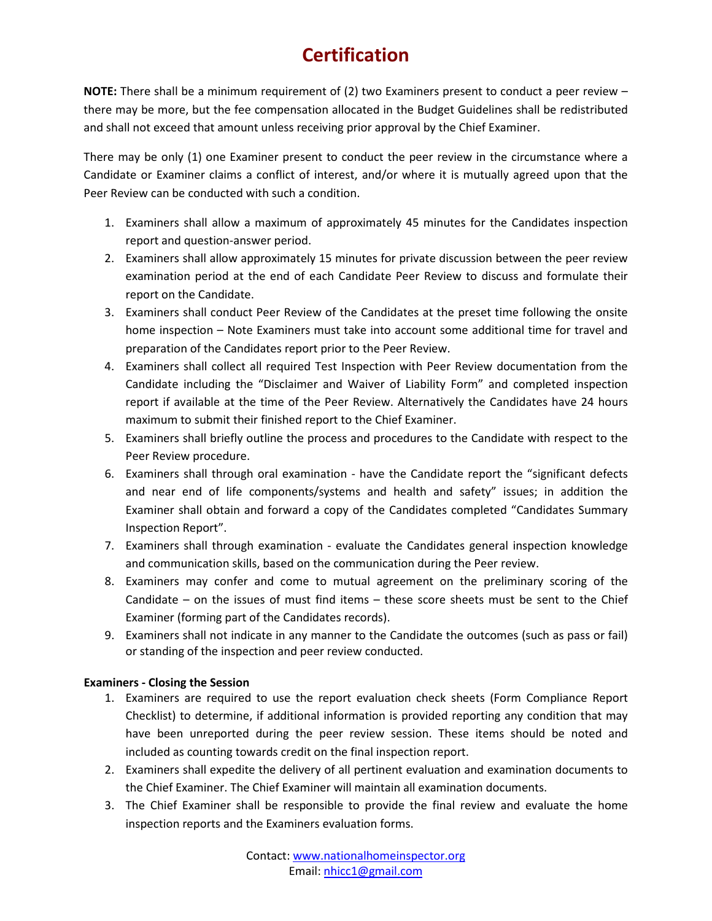# Certification

**NOTE:** There shall be a minimum requirement of (2) two Examiners present to conduct a peer review – there may be more, but the fee compensation allocated in the Budget Guidelines shall be redistributed and shall not exceed that amount unless receiving prior approval by the Chief Examiner.

There may be only (1) one Examiner present to conduct the peer review in the circumstance where a Candidate or Examiner claims a conflict of interest, and/or where it is mutually agreed upon that the Peer Review can be conducted with such a condition.

1. Examiners shall allow a maximum of approximately 45 minutes for the Candidates inspection report and question-answer period.
2. Examiners shall allow approximately 15 minutes for private discussion between the peer review examination period at the end of each Candidate Peer Review to discuss and formulate their report on the Candidate.
3. Examiners shall conduct Peer Review of the Candidates at the preset time following the onsite home inspection – Note Examiners must take into account some additional time for travel and preparation of the Candidates report prior to the Peer Review.
4. Examiners shall collect all required Test Inspection with Peer Review documentation from the Candidate including the "Disclaimer and Waiver of Liability Form" and completed inspection report if available at the time of the Peer Review. Alternatively the Candidates have 24 hours maximum to submit their finished report to the Chief Examiner.
5. Examiners shall briefly outline the process and procedures to the Candidate with respect to the Peer Review procedure.
6. Examiners shall through oral examination - have the Candidate report the "significant defects and near end of life components/systems and health and safety" issues; in addition the Examiner shall obtain and forward a copy of the Candidates completed "Candidates Summary Inspection Report".
7. Examiners shall through examination - evaluate the Candidates general inspection knowledge and communication skills, based on the communication during the Peer review.
8. Examiners may confer and come to mutual agreement on the preliminary scoring of the Candidate – on the issues of must find items – these score sheets must be sent to the Chief Examiner (forming part of the Candidates records).
9. Examiners shall not indicate in any manner to the Candidate the outcomes (such as pass or fail) or standing of the inspection and peer review conducted.

**Examiners - Closing the Session**

1. Examiners are required to use the report evaluation check sheets (Form Compliance Report Checklist) to determine, if additional information is provided reporting any condition that may have been unreported during the peer review session. These items should be noted and included as counting towards credit on the final inspection report.
2. Examiners shall expedite the delivery of all pertinent evaluation and examination documents to the Chief Examiner. The Chief Examiner will maintain all examination documents.
3. The Chief Examiner shall be responsible to provide the final review and evaluate the home inspection reports and the Examiners evaluation forms.

Contact: www.nationalhomeinspector.org
Email: nhicc1@gmail.com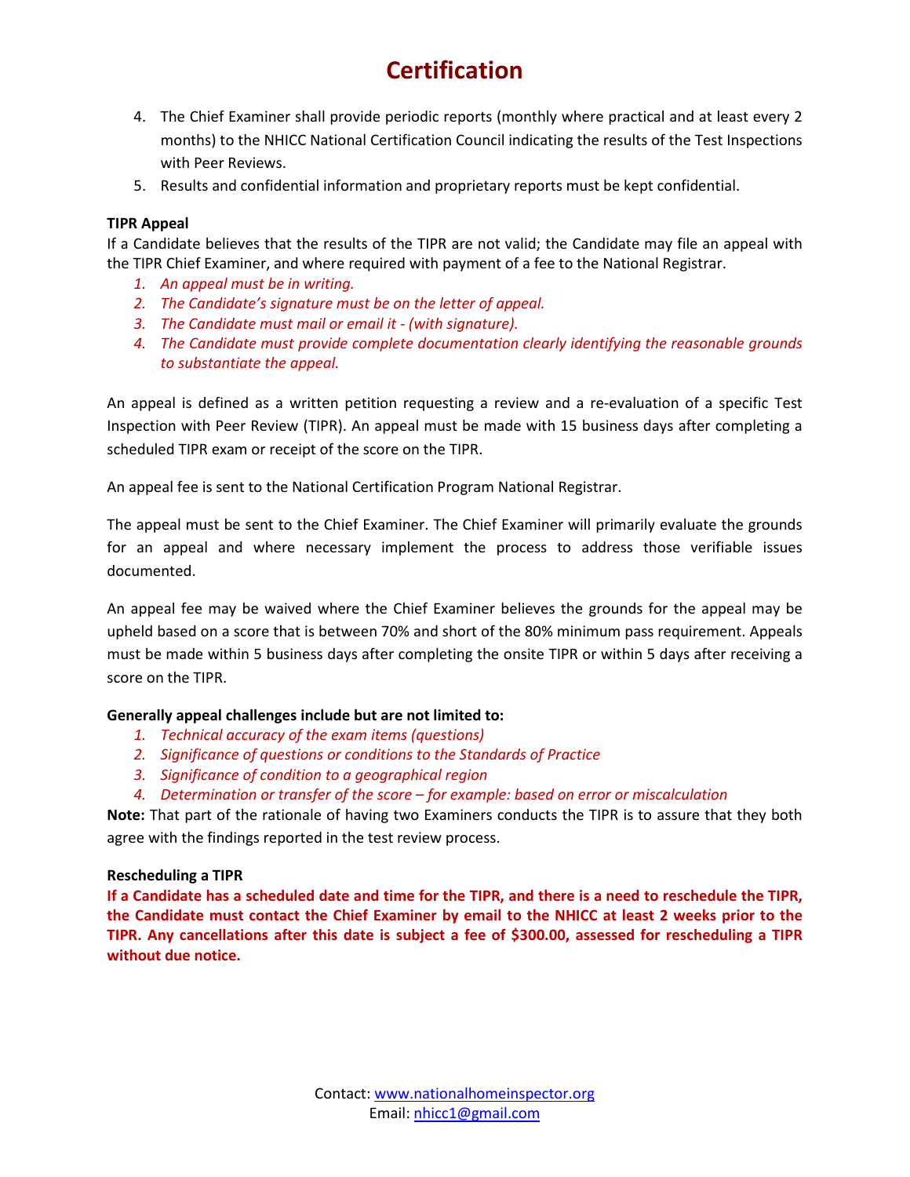# Certification

4. The Chief Examiner shall provide periodic reports (monthly where practical and at least every 2 months) to the NHICC National Certification Council indicating the results of the Test Inspections with Peer Reviews.
5. Results and confidential information and proprietary reports must be kept confidential.

**TIPR Appeal**

If a Candidate believes that the results of the TIPR are not valid; the Candidate may file an appeal with the TIPR Chief Examiner, and where required with payment of a fee to the National Registrar.

1. *An appeal must be in writing.*
2. *The Candidate's signature must be on the letter of appeal.*
3. *The Candidate must mail or email it - (with signature).*
4. *The Candidate must provide complete documentation clearly identifying the reasonable grounds to substantiate the appeal.*

An appeal is defined as a written petition requesting a review and a re-evaluation of a specific Test Inspection with Peer Review (TIPR). An appeal must be made with 15 business days after completing a scheduled TIPR exam or receipt of the score on the TIPR.

An appeal fee is sent to the National Certification Program National Registrar.

The appeal must be sent to the Chief Examiner. The Chief Examiner will primarily evaluate the grounds for an appeal and where necessary implement the process to address those verifiable issues documented.

An appeal fee may be waived where the Chief Examiner believes the grounds for the appeal may be upheld based on a score that is between 70% and short of the 80% minimum pass requirement. Appeals must be made within 5 business days after completing the onsite TIPR or within 5 days after receiving a score on the TIPR.

**Generally appeal challenges include but are not limited to:**

1. *Technical accuracy of the exam items (questions)*
2. *Significance of questions or conditions to the Standards of Practice*
3. *Significance of condition to a geographical region*
4. *Determination or transfer of the score – for example: based on error or miscalculation*

**Note:** That part of the rationale of having two Examiners conducts the TIPR is to assure that they both agree with the findings reported in the test review process.

**Rescheduling a TIPR**

**If a Candidate has a scheduled date and time for the TIPR, and there is a need to reschedule the TIPR, the Candidate must contact the Chief Examiner by email to the NHICC at least 2 weeks prior to the TIPR. Any cancellations after this date is subject a fee of $300.00, assessed for rescheduling a TIPR without due notice.**

Contact: www.nationalhomeinspector.org
Email: nhicc1@gmail.com